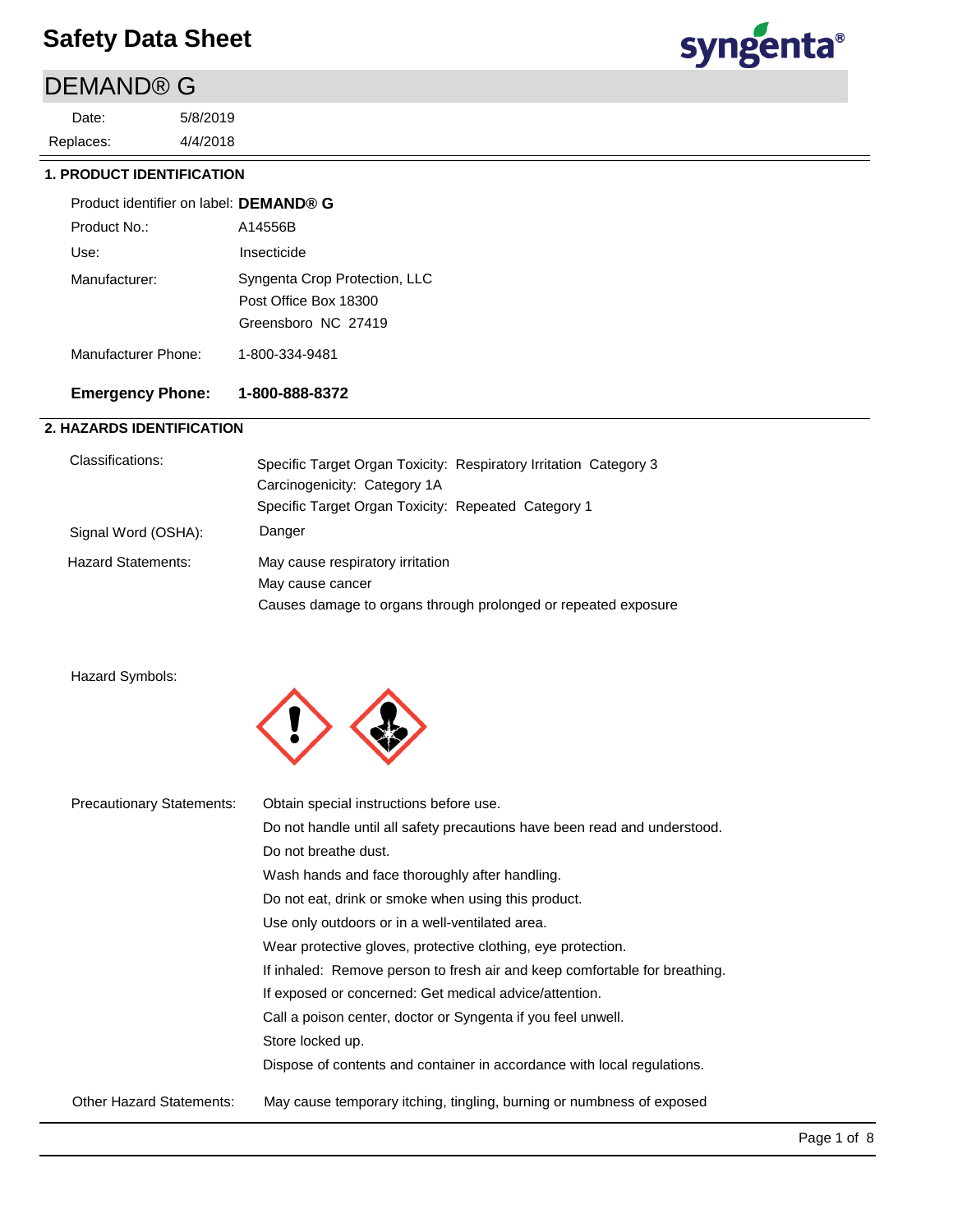# Safety Data Sheet

## DEMAND® G

Date: 5/8/2019

Replaces: 4/4/2018

### 1. PRODUCT IDENTIFICATION

| | |
|---|---|
| Product identifier on label: | **DEMAND® G** |
| Product No.: | A14556B |
| Use: | Insecticide |
| Manufacturer: | Syngenta Crop Protection, LLC<br>Post Office Box 18300<br>Greensboro NC 27419 |
| Manufacturer Phone: | 1-800-334-9481 |
| **Emergency Phone:** | **1-800-888-8372** |

### 2. HAZARDS IDENTIFICATION

| | |
|---|---|
| Classifications: | Specific Target Organ Toxicity: Respiratory Irritation Category 3<br>Carcinogenicity: Category 1A<br>Specific Target Organ Toxicity: Repeated Category 1 |
| Signal Word (OSHA): | Danger |
| Hazard Statements: | May cause respiratory irritation<br>May cause cancer<br>Causes damage to organs through prolonged or repeated exposure |

Hazard Symbols:

Precautionary Statements:

Obtain special instructions before use.
Do not handle until all safety precautions have been read and understood.
Do not breathe dust.
Wash hands and face thoroughly after handling.
Do not eat, drink or smoke when using this product.
Use only outdoors or in a well-ventilated area.
Wear protective gloves, protective clothing, eye protection.
If inhaled: Remove person to fresh air and keep comfortable for breathing.
If exposed or concerned: Get medical advice/attention.
Call a poison center, doctor or Syngenta if you feel unwell.
Store locked up.
Dispose of contents and container in accordance with local regulations.

Other Hazard Statements: May cause temporary itching, tingling, burning or numbness of exposed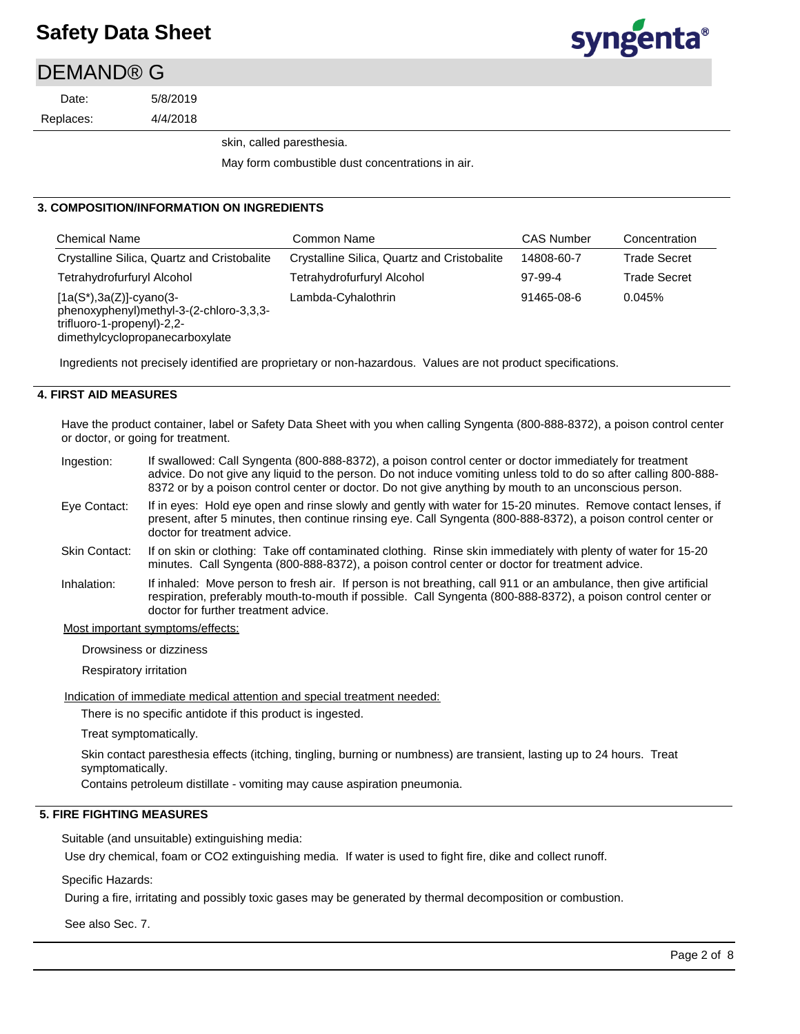skin, called paresthesia.

May form combustible dust concentrations in air.

## 3. COMPOSITION/INFORMATION ON INGREDIENTS

| Chemical Name | Common Name | CAS Number | Concentration |
|---|---|---|---|
| Crystalline Silica, Quartz and Cristobalite | Crystalline Silica, Quartz and Cristobalite | 14808-60-7 | Trade Secret |
| Tetrahydrofurfuryl Alcohol | Tetrahydrofurfuryl Alcohol | 97-99-4 | Trade Secret |
| [1a(S*),3a(Z)]-cyano(3-phenoxyphenyl)methyl-3-(2-chloro-3,3,3-trifluoro-1-propenyl)-2,2-dimethylcyclopropanecarboxylate | Lambda-Cyhalothrin | 91465-08-6 | 0.045% |

Ingredients not precisely identified are proprietary or non-hazardous. Values are not product specifications.

## 4. FIRST AID MEASURES

Have the product container, label or Safety Data Sheet with you when calling Syngenta (800-888-8372), a poison control center or doctor, or going for treatment.

**Ingestion:** If swallowed: Call Syngenta (800-888-8372), a poison control center or doctor immediately for treatment advice. Do not give any liquid to the person. Do not induce vomiting unless told to do so after calling 800-888-8372 or by a poison control center or doctor. Do not give anything by mouth to an unconscious person.

**Eye Contact:** If in eyes: Hold eye open and rinse slowly and gently with water for 15-20 minutes. Remove contact lenses, if present, after 5 minutes, then continue rinsing eye. Call Syngenta (800-888-8372), a poison control center or doctor for treatment advice.

**Skin Contact:** If on skin or clothing: Take off contaminated clothing. Rinse skin immediately with plenty of water for 15-20 minutes. Call Syngenta (800-888-8372), a poison control center or doctor for treatment advice.

**Inhalation:** If inhaled: Move person to fresh air. If person is not breathing, call 911 or an ambulance, then give artificial respiration, preferably mouth-to-mouth if possible. Call Syngenta (800-888-8372), a poison control center or doctor for further treatment advice.

Most important symptoms/effects:

Drowsiness or dizziness

Respiratory irritation

Indication of immediate medical attention and special treatment needed:

There is no specific antidote if this product is ingested.

Treat symptomatically.

Skin contact paresthesia effects (itching, tingling, burning or numbness) are transient, lasting up to 24 hours. Treat symptomatically.

Contains petroleum distillate - vomiting may cause aspiration pneumonia.

## 5. FIRE FIGHTING MEASURES

Suitable (and unsuitable) extinguishing media:

Use dry chemical, foam or CO2 extinguishing media. If water is used to fight fire, dike and collect runoff.

Specific Hazards:

During a fire, irritating and possibly toxic gases may be generated by thermal decomposition or combustion.

See also Sec. 7.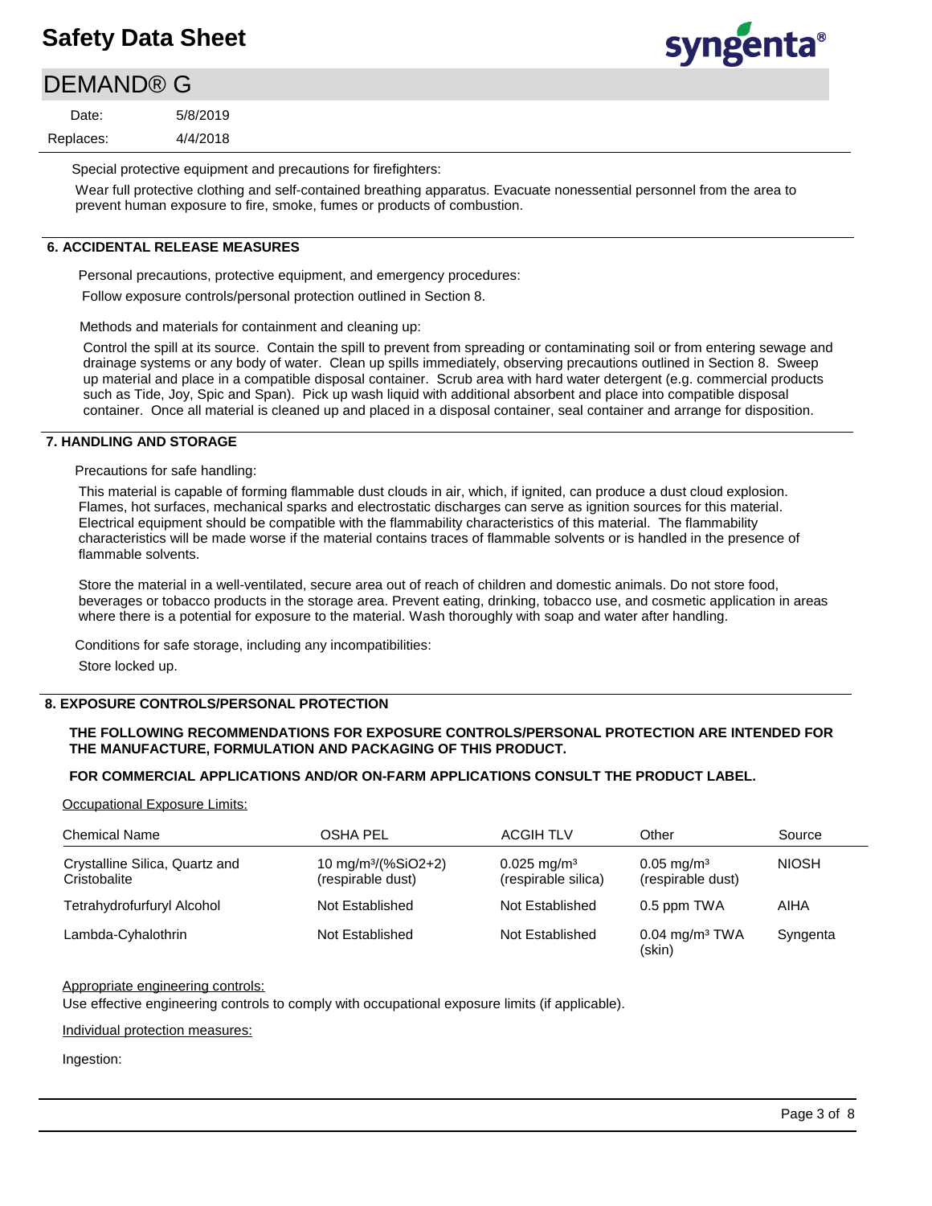Special protective equipment and precautions for firefighters:

Wear full protective clothing and self-contained breathing apparatus. Evacuate nonessential personnel from the area to prevent human exposure to fire, smoke, fumes or products of combustion.

## 6. ACCIDENTAL RELEASE MEASURES

Personal precautions, protective equipment, and emergency procedures:

Follow exposure controls/personal protection outlined in Section 8.

Methods and materials for containment and cleaning up:

Control the spill at its source. Contain the spill to prevent from spreading or contaminating soil or from entering sewage and drainage systems or any body of water. Clean up spills immediately, observing precautions outlined in Section 8. Sweep up material and place in a compatible disposal container. Scrub area with hard water detergent (e.g. commercial products such as Tide, Joy, Spic and Span). Pick up wash liquid with additional absorbent and place into compatible disposal container. Once all material is cleaned up and placed in a disposal container, seal container and arrange for disposition.

## 7. HANDLING AND STORAGE

Precautions for safe handling:

This material is capable of forming flammable dust clouds in air, which, if ignited, can produce a dust cloud explosion. Flames, hot surfaces, mechanical sparks and electrostatic discharges can serve as ignition sources for this material. Electrical equipment should be compatible with the flammability characteristics of this material. The flammability characteristics will be made worse if the material contains traces of flammable solvents or is handled in the presence of flammable solvents.

Store the material in a well-ventilated, secure area out of reach of children and domestic animals. Do not store food, beverages or tobacco products in the storage area. Prevent eating, drinking, tobacco use, and cosmetic application in areas where there is a potential for exposure to the material. Wash thoroughly with soap and water after handling.

Conditions for safe storage, including any incompatibilities:

Store locked up.

## 8. EXPOSURE CONTROLS/PERSONAL PROTECTION

**THE FOLLOWING RECOMMENDATIONS FOR EXPOSURE CONTROLS/PERSONAL PROTECTION ARE INTENDED FOR THE MANUFACTURE, FORMULATION AND PACKAGING OF THIS PRODUCT.**

**FOR COMMERCIAL APPLICATIONS AND/OR ON-FARM APPLICATIONS CONSULT THE PRODUCT LABEL.**

Occupational Exposure Limits:

| Chemical Name | OSHA PEL | ACGIH TLV | Other | Source |
|---|---|---|---|---|
| Crystalline Silica, Quartz and Cristobalite | 10 $mg/m^3$/(%SiO2+2) (respirable dust) | 0.025 $mg/m^3$ (respirable silica) | 0.05 $mg/m^3$ (respirable dust) | NIOSH |
| Tetrahydrofurfuryl Alcohol | Not Established | Not Established | 0.5 ppm TWA | AIHA |
| Lambda-Cyhalothrin | Not Established | Not Established | 0.04 $mg/m^3$ TWA (skin) | Syngenta |

Appropriate engineering controls:

Use effective engineering controls to comply with occupational exposure limits (if applicable).

Individual protection measures:

Ingestion: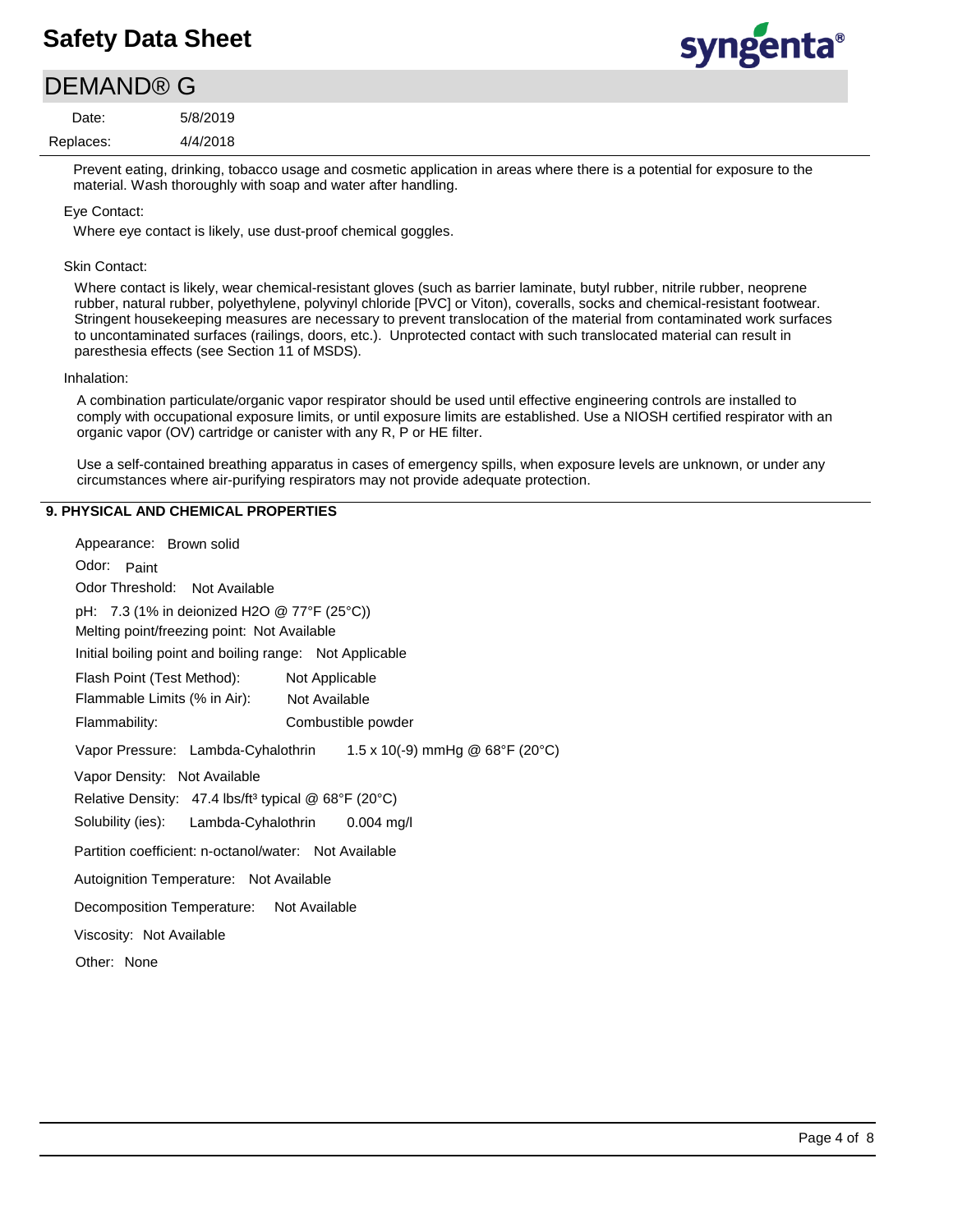Prevent eating, drinking, tobacco usage and cosmetic application in areas where there is a potential for exposure to the material. Wash thoroughly with soap and water after handling.

Eye Contact:

Where eye contact is likely, use dust-proof chemical goggles.

Skin Contact:

Where contact is likely, wear chemical-resistant gloves (such as barrier laminate, butyl rubber, nitrile rubber, neoprene rubber, natural rubber, polyethylene, polyvinyl chloride [PVC] or Viton), coveralls, socks and chemical-resistant footwear. Stringent housekeeping measures are necessary to prevent translocation of the material from contaminated work surfaces to uncontaminated surfaces (railings, doors, etc.). Unprotected contact with such translocated material can result in paresthesia effects (see Section 11 of MSDS).

Inhalation:

A combination particulate/organic vapor respirator should be used until effective engineering controls are installed to comply with occupational exposure limits, or until exposure limits are established. Use a NIOSH certified respirator with an organic vapor (OV) cartridge or canister with any R, P or HE filter.

Use a self-contained breathing apparatus in cases of emergency spills, when exposure levels are unknown, or under any circumstances where air-purifying respirators may not provide adequate protection.

## 9. PHYSICAL AND CHEMICAL PROPERTIES

Appearance: Brown solid

Odor: Paint

Odor Threshold: Not Available

pH: 7.3 (1% in deionized $H_2O$ @ 77°F (25°C))

Melting point/freezing point: Not Available

Initial boiling point and boiling range: Not Applicable

Flash Point (Test Method): Not Applicable

Flammable Limits (% in Air): Not Available

Flammability: Combustible powder

Vapor Pressure: Lambda-Cyhalothrin $1.5 \times 10^{-9}$ mmHg @ 68°F (20°C)

Vapor Density: Not Available

Relative Density: 47.4 lbs/ft$^3$ typical @ 68°F (20°C)

Solubility (ies): Lambda-Cyhalothrin 0.004 mg/l

Partition coefficient: n-octanol/water: Not Available

Autoignition Temperature: Not Available

Decomposition Temperature: Not Available

Viscosity: Not Available

Other: None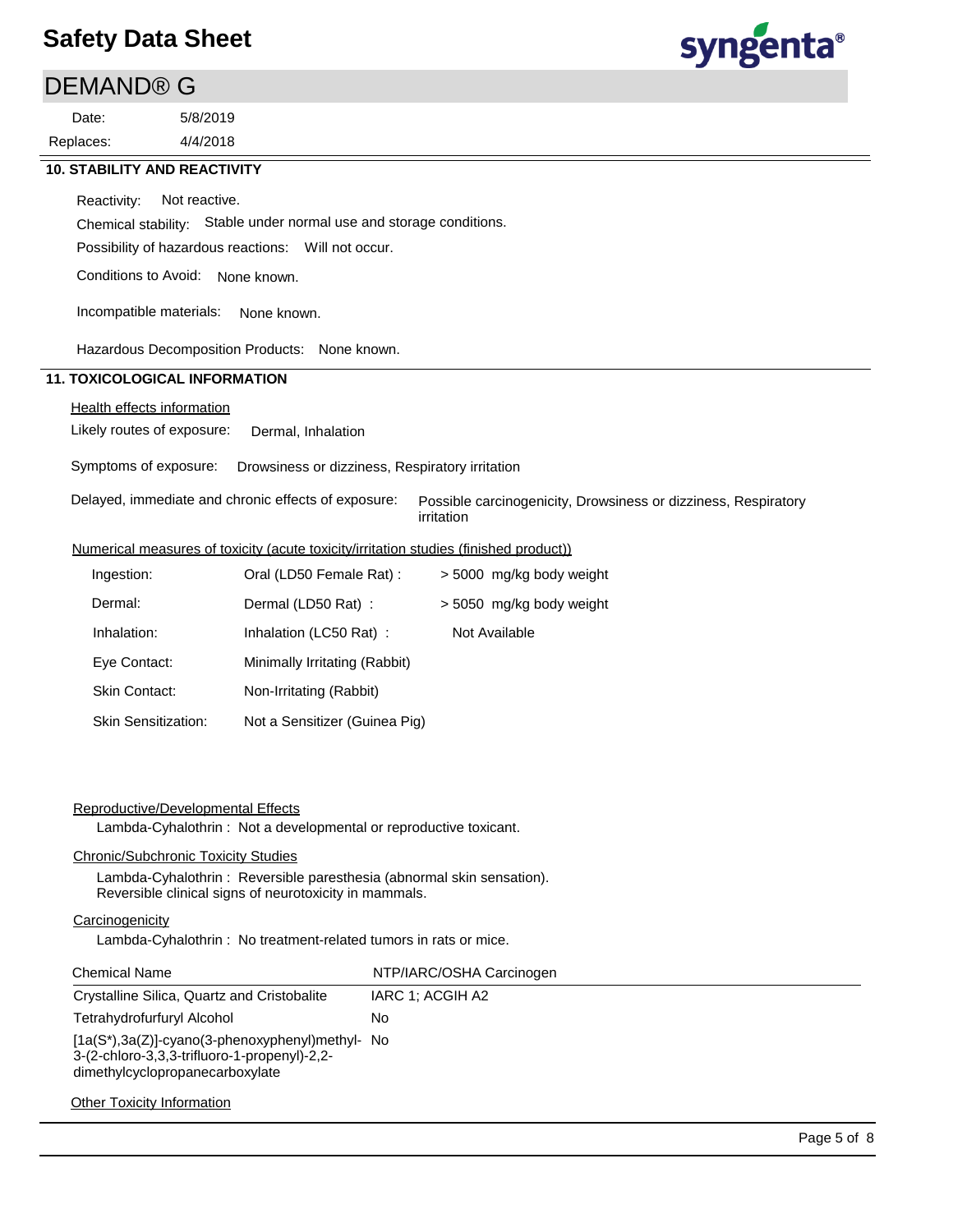## 10. STABILITY AND REACTIVITY

Reactivity: Not reactive.

Chemical stability: Stable under normal use and storage conditions.

Possibility of hazardous reactions: Will not occur.

Conditions to Avoid: None known.

Incompatible materials: None known.

Hazardous Decomposition Products: None known.

## 11. TOXICOLOGICAL INFORMATION

Health effects information

Likely routes of exposure: Dermal, Inhalation

Symptoms of exposure: Drowsiness or dizziness, Respiratory irritation

Delayed, immediate and chronic effects of exposure: Possible carcinogenicity, Drowsiness or dizziness, Respiratory irritation

Numerical measures of toxicity (acute toxicity/irritation studies (finished product))

| | | |
|---|---|---|
| Ingestion: | Oral (LD50 Female Rat) : | > 5000 mg/kg body weight |
| Dermal: | Dermal (LD50 Rat) : | > 5050 mg/kg body weight |
| Inhalation: | Inhalation (LC50 Rat) : | Not Available |
| Eye Contact: | Minimally Irritating (Rabbit) | |
| Skin Contact: | Non-Irritating (Rabbit) | |
| Skin Sensitization: | Not a Sensitizer (Guinea Pig) | |

Reproductive/Developmental Effects

Lambda-Cyhalothrin : Not a developmental or reproductive toxicant.

Chronic/Subchronic Toxicity Studies

Lambda-Cyhalothrin : Reversible paresthesia (abnormal skin sensation). Reversible clinical signs of neurotoxicity in mammals.

Carcinogenicity

Lambda-Cyhalothrin : No treatment-related tumors in rats or mice.

| Chemical Name | NTP/IARC/OSHA Carcinogen |
|---|---|
| Crystalline Silica, Quartz and Cristobalite | IARC 1; ACGIH A2 |
| Tetrahydrofurfuryl Alcohol | No |
| [1a(S*),3a(Z)]-cyano(3-phenoxyphenyl)methyl-3-(2-chloro-3,3,3-trifluoro-1-propenyl)-2,2-dimethylcyclopropanecarboxylate | No |

Other Toxicity Information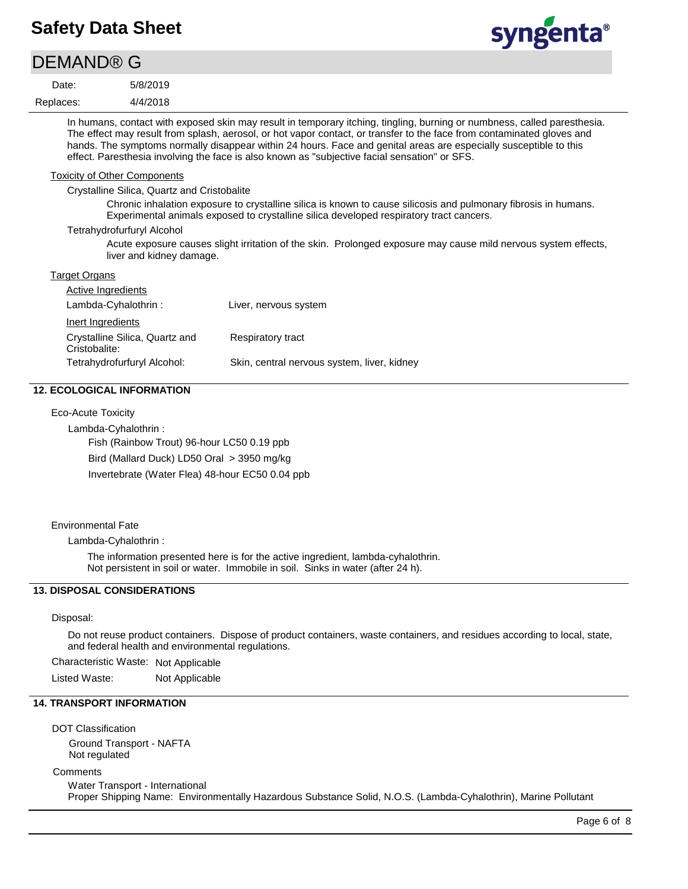In humans, contact with exposed skin may result in temporary itching, tingling, burning or numbness, called paresthesia. The effect may result from splash, aerosol, or hot vapor contact, or transfer to the face from contaminated gloves and hands. The symptoms normally disappear within 24 hours. Face and genital areas are especially susceptible to this effect. Paresthesia involving the face is also known as "subjective facial sensation" or SFS.

Toxicity of Other Components

Crystalline Silica, Quartz and Cristobalite

Chronic inhalation exposure to crystalline silica is known to cause silicosis and pulmonary fibrosis in humans. Experimental animals exposed to crystalline silica developed respiratory tract cancers.

Tetrahydrofurfuryl Alcohol

Acute exposure causes slight irritation of the skin. Prolonged exposure may cause mild nervous system effects, liver and kidney damage.

Target Organs

Active Ingredients

| | |
|---|---|
| Lambda-Cyhalothrin : | Liver, nervous system |

Inert Ingredients

| | |
|---|---|
| Crystalline Silica, Quartz and Cristobalite: | Respiratory tract |
| Tetrahydrofurfuryl Alcohol: | Skin, central nervous system, liver, kidney |

## 12. ECOLOGICAL INFORMATION

Eco-Acute Toxicity

Lambda-Cyhalothrin :

Fish (Rainbow Trout) 96-hour LC50 0.19 ppb

Bird (Mallard Duck) LD50 Oral > 3950 mg/kg

Invertebrate (Water Flea) 48-hour EC50 0.04 ppb

Environmental Fate

Lambda-Cyhalothrin :

The information presented here is for the active ingredient, lambda-cyhalothrin.
Not persistent in soil or water. Immobile in soil. Sinks in water (after 24 h).

## 13. DISPOSAL CONSIDERATIONS

Disposal:

Do not reuse product containers. Dispose of product containers, waste containers, and residues according to local, state, and federal health and environmental regulations.

Characteristic Waste: Not Applicable

Listed Waste: Not Applicable

## 14. TRANSPORT INFORMATION

DOT Classification

Ground Transport - NAFTA
Not regulated

Comments

Water Transport - International
Proper Shipping Name: Environmentally Hazardous Substance Solid, N.O.S. (Lambda-Cyhalothrin), Marine Pollutant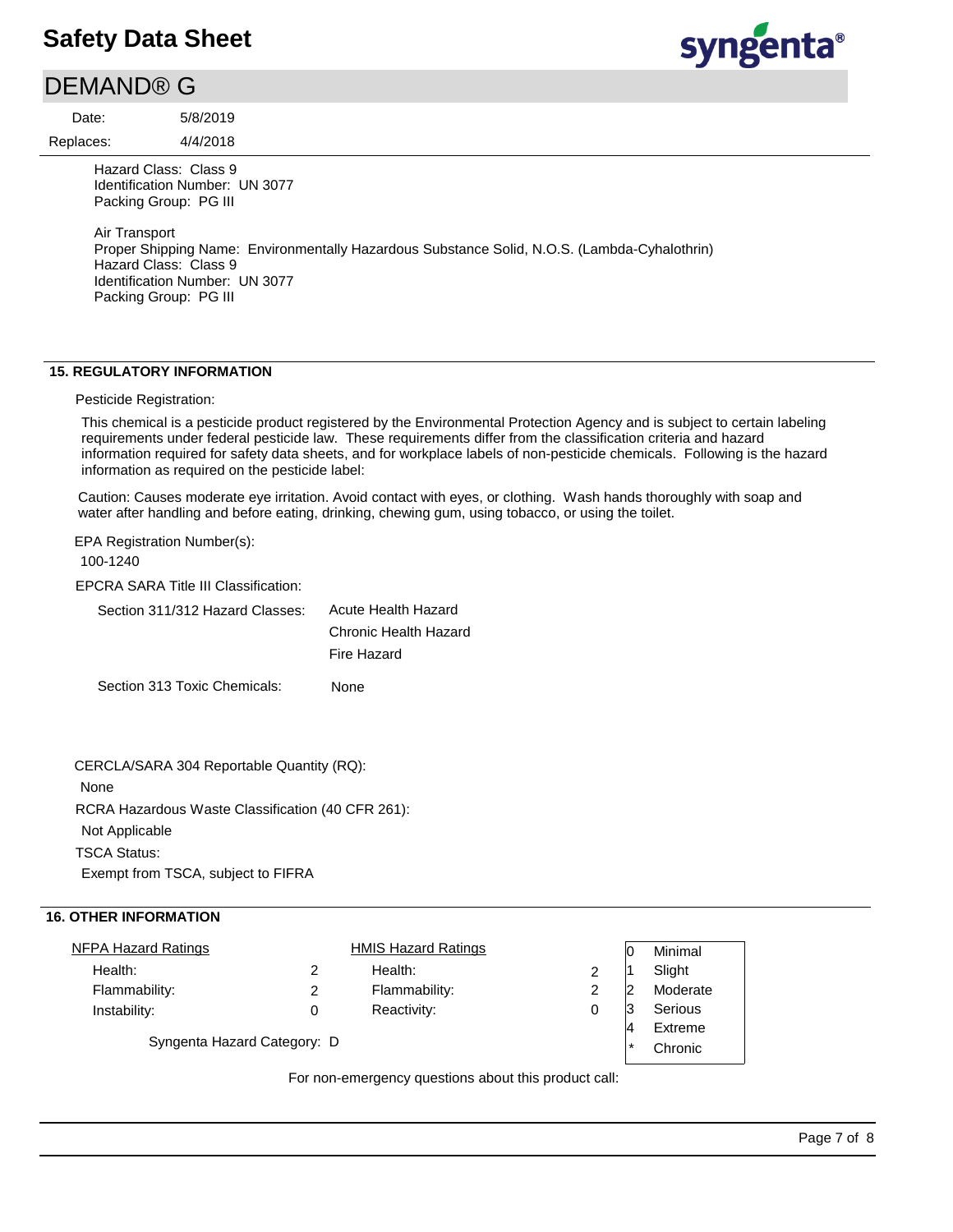Hazard Class: Class 9
Identification Number: UN 3077
Packing Group: PG III

Air Transport
Proper Shipping Name: Environmentally Hazardous Substance Solid, N.O.S. (Lambda-Cyhalothrin)
Hazard Class: Class 9
Identification Number: UN 3077
Packing Group: PG III

## 15. REGULATORY INFORMATION

Pesticide Registration:

This chemical is a pesticide product registered by the Environmental Protection Agency and is subject to certain labeling requirements under federal pesticide law. These requirements differ from the classification criteria and hazard information required for safety data sheets, and for workplace labels of non-pesticide chemicals. Following is the hazard information as required on the pesticide label:

Caution: Causes moderate eye irritation. Avoid contact with eyes, or clothing. Wash hands thoroughly with soap and water after handling and before eating, drinking, chewing gum, using tobacco, or using the toilet.

EPA Registration Number(s):

100-1240

EPCRA SARA Title III Classification:

| | |
|---|---|
| Section 311/312 Hazard Classes: | Acute Health Hazard<br>Chronic Health Hazard<br>Fire Hazard |
| Section 313 Toxic Chemicals: | None |

CERCLA/SARA 304 Reportable Quantity (RQ):

None

RCRA Hazardous Waste Classification (40 CFR 261):

Not Applicable

TSCA Status:

Exempt from TSCA, subject to FIFRA

## 16. OTHER INFORMATION

| NFPA Hazard Ratings | | HMIS Hazard Ratings | | | |
|---|---|---|---|---|---|
| Health: | 2 | Health: | 2 | 0 | Minimal |
| Flammability: | 2 | Flammability: | 2 | 1 | Slight |
| Instability: | 0 | Reactivity: | 0 | 2 | Moderate |
| | | | | 3 | Serious |
| | | | | 4 | Extreme |
| | | | | * | Chronic |

Syngenta Hazard Category: D

For non-emergency questions about this product call: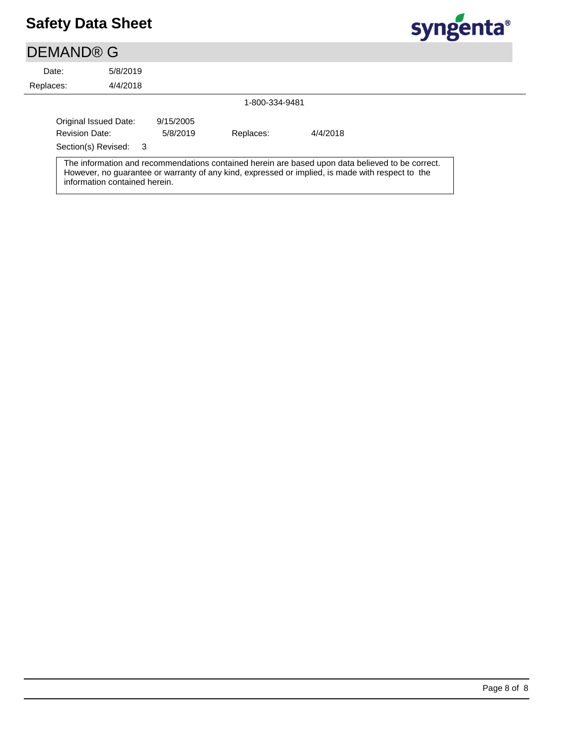1-800-334-9481

| | | | |
|---|---|---|---|
| Original Issued Date: | 9/15/2005 | | |
| Revision Date: | 5/8/2019 | Replaces: | 4/4/2018 |
| Section(s) Revised: | 3 | | |

The information and recommendations contained herein are based upon data believed to be correct. However, no guarantee or warranty of any kind, expressed or implied, is made with respect to the information contained herein.